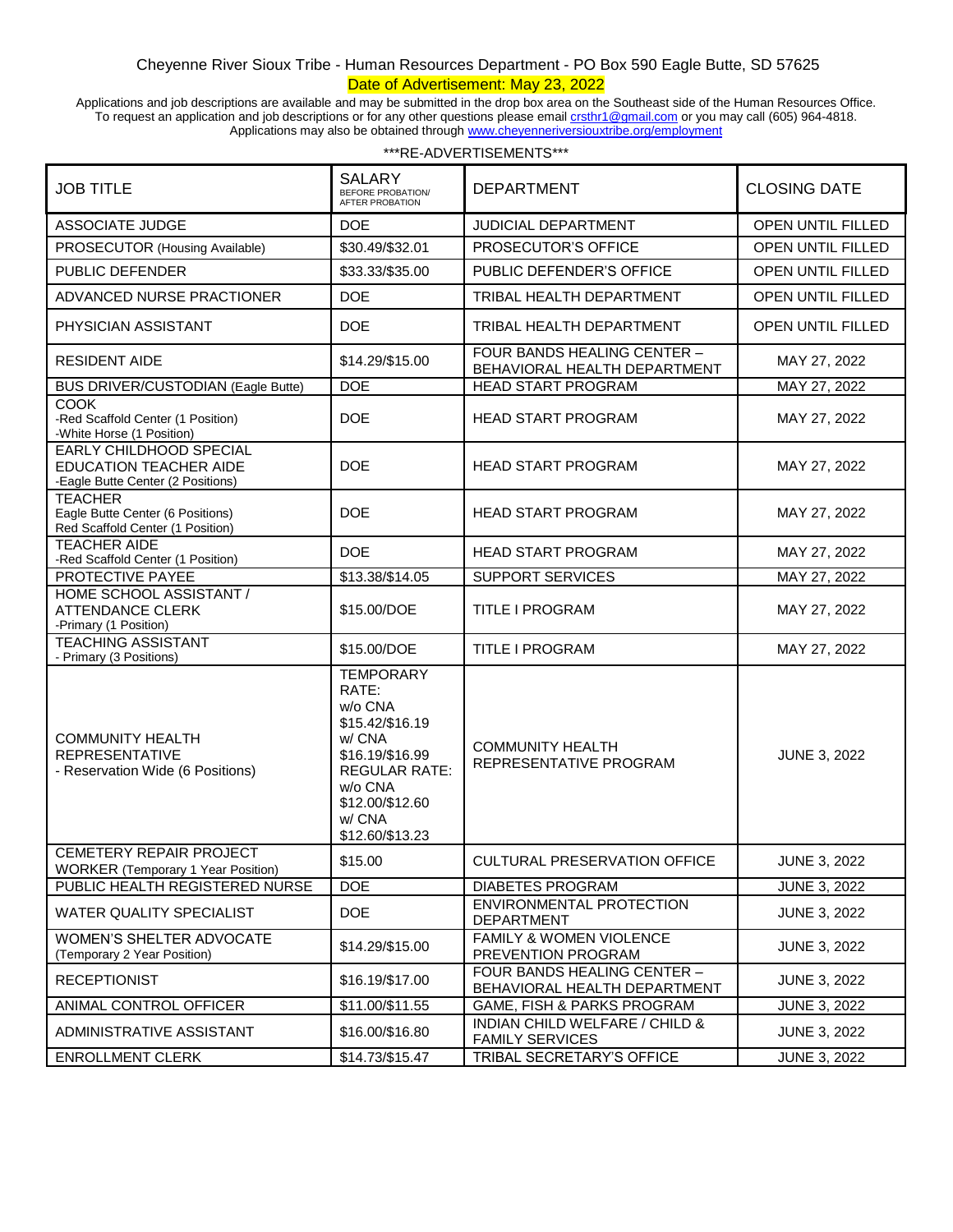Cheyenne River Sioux Tribe - Human Resources Department - PO Box 590 Eagle Butte, SD 57625

Date of Advertisement: May 23, 2022

Applications and job descriptions are available and may be submitted in the drop box area on the Southeast side of the Human Resources Office. To request an application and job descriptions or for any other questions please email crsthr1@gmail.com or you may call (605) 964-4818. Applications may also be obtained through www.cheyenneriversiouxtribe.org/employment

***RE-ADVERTISEMENTS***

| JOB TITLE | SALARY BEFORE PROBATION/ AFTER PROBATION | DEPARTMENT | CLOSING DATE |
|---|---|---|---|
| ASSOCIATE JUDGE | DOE | JUDICIAL DEPARTMENT | OPEN UNTIL FILLED |
| PROSECUTOR (Housing Available) | $30.49/$32.01 | PROSECUTOR'S OFFICE | OPEN UNTIL FILLED |
| PUBLIC DEFENDER | $33.33/$35.00 | PUBLIC DEFENDER'S OFFICE | OPEN UNTIL FILLED |
| ADVANCED NURSE PRACTIONER | DOE | TRIBAL HEALTH DEPARTMENT | OPEN UNTIL FILLED |
| PHYSICIAN ASSISTANT | DOE | TRIBAL HEALTH DEPARTMENT | OPEN UNTIL FILLED |
| RESIDENT AIDE | $14.29/$15.00 | FOUR BANDS HEALING CENTER – BEHAVIORAL HEALTH DEPARTMENT | MAY 27, 2022 |
| BUS DRIVER/CUSTODIAN (Eagle Butte) | DOE | HEAD START PROGRAM | MAY 27, 2022 |
| COOK -Red Scaffold Center (1 Position) -White Horse (1 Position) | DOE | HEAD START PROGRAM | MAY 27, 2022 |
| EARLY CHILDHOOD SPECIAL EDUCATION TEACHER AIDE -Eagle Butte Center (2 Positions) | DOE | HEAD START PROGRAM | MAY 27, 2022 |
| TEACHER Eagle Butte Center (6 Positions) Red Scaffold Center (1 Position) | DOE | HEAD START PROGRAM | MAY 27, 2022 |
| TEACHER AIDE -Red Scaffold Center (1 Position) | DOE | HEAD START PROGRAM | MAY 27, 2022 |
| PROTECTIVE PAYEE | $13.38/$14.05 | SUPPORT SERVICES | MAY 27, 2022 |
| HOME SCHOOL ASSISTANT / ATTENDANCE CLERK -Primary (1 Position) | $15.00/DOE | TITLE I PROGRAM | MAY 27, 2022 |
| TEACHING ASSISTANT - Primary (3 Positions) | $15.00/DOE | TITLE I PROGRAM | MAY 27, 2022 |
| COMMUNITY HEALTH REPRESENTATIVE - Reservation Wide (6 Positions) | TEMPORARY RATE: w/o CNA $15.42/$16.19 w/ CNA $16.19/$16.99 REGULAR RATE: w/o CNA $12.00/$12.60 w/ CNA $12.60/$13.23 | COMMUNITY HEALTH REPRESENTATIVE PROGRAM | JUNE 3, 2022 |
| CEMETERY REPAIR PROJECT WORKER (Temporary 1 Year Position) | $15.00 | CULTURAL PRESERVATION OFFICE | JUNE 3, 2022 |
| PUBLIC HEALTH REGISTERED NURSE | DOE | DIABETES PROGRAM | JUNE 3, 2022 |
| WATER QUALITY SPECIALIST | DOE | ENVIRONMENTAL PROTECTION DEPARTMENT | JUNE 3, 2022 |
| WOMEN'S SHELTER ADVOCATE (Temporary 2 Year Position) | $14.29/$15.00 | FAMILY & WOMEN VIOLENCE PREVENTION PROGRAM | JUNE 3, 2022 |
| RECEPTIONIST | $16.19/$17.00 | FOUR BANDS HEALING CENTER – BEHAVIORAL HEALTH DEPARTMENT | JUNE 3, 2022 |
| ANIMAL CONTROL OFFICER | $11.00/$11.55 | GAME, FISH & PARKS PROGRAM | JUNE 3, 2022 |
| ADMINISTRATIVE ASSISTANT | $16.00/$16.80 | INDIAN CHILD WELFARE / CHILD & FAMILY SERVICES | JUNE 3, 2022 |
| ENROLLMENT CLERK | $14.73/$15.47 | TRIBAL SECRETARY'S OFFICE | JUNE 3, 2022 |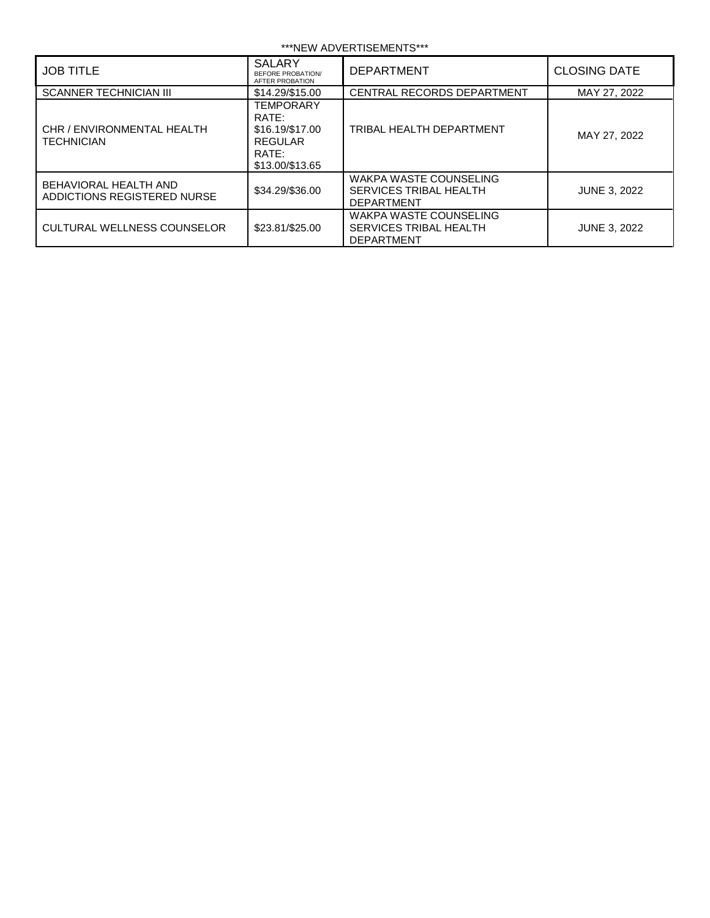***NEW ADVERTISEMENTS***

| JOB TITLE | SALARY BEFORE PROBATION/ AFTER PROBATION | DEPARTMENT | CLOSING DATE |
|---|---|---|---|
| SCANNER TECHNICIAN III | $14.29/$15.00 | CENTRAL RECORDS DEPARTMENT | MAY 27, 2022 |
| CHR / ENVIRONMENTAL HEALTH TECHNICIAN | TEMPORARY RATE: $16.19/$17.00 REGULAR RATE: $13.00/$13.65 | TRIBAL HEALTH DEPARTMENT | MAY 27, 2022 |
| BEHAVIORAL HEALTH AND ADDICTIONS REGISTERED NURSE | $34.29/$36.00 | WAKPA WASTE COUNSELING SERVICES TRIBAL HEALTH DEPARTMENT | JUNE 3, 2022 |
| CULTURAL WELLNESS COUNSELOR | $23.81/$25.00 | WAKPA WASTE COUNSELING SERVICES TRIBAL HEALTH DEPARTMENT | JUNE 3, 2022 |